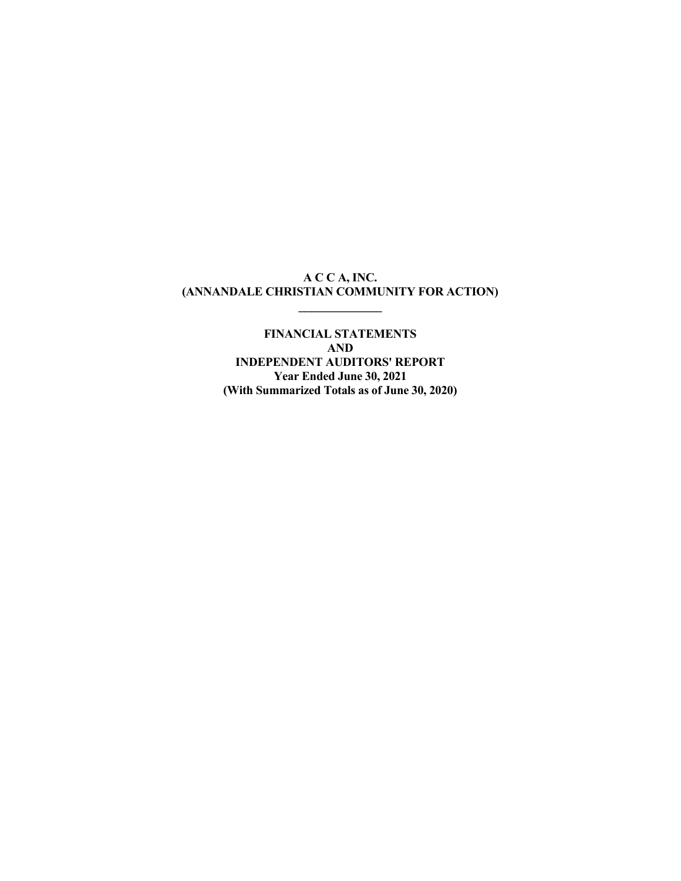# A C C A, INC.
# (ANNANDALE CHRISTIAN COMMUNITY FOR ACTION)

---

**FINANCIAL STATEMENTS**
**AND**
**INDEPENDENT AUDITORS' REPORT**
**Year Ended June 30, 2021**
**(With Summarized Totals as of June 30, 2020)**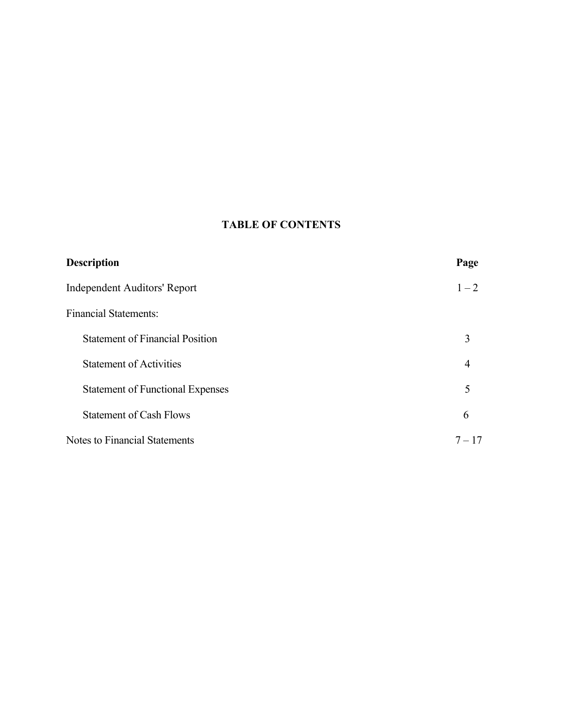# TABLE OF CONTENTS

| Description | Page |
|---|---|
| Independent Auditors' Report | 1 – 2 |
| Financial Statements: | |
| Statement of Financial Position | 3 |
| Statement of Activities | 4 |
| Statement of Functional Expenses | 5 |
| Statement of Cash Flows | 6 |
| Notes to Financial Statements | 7 – 17 |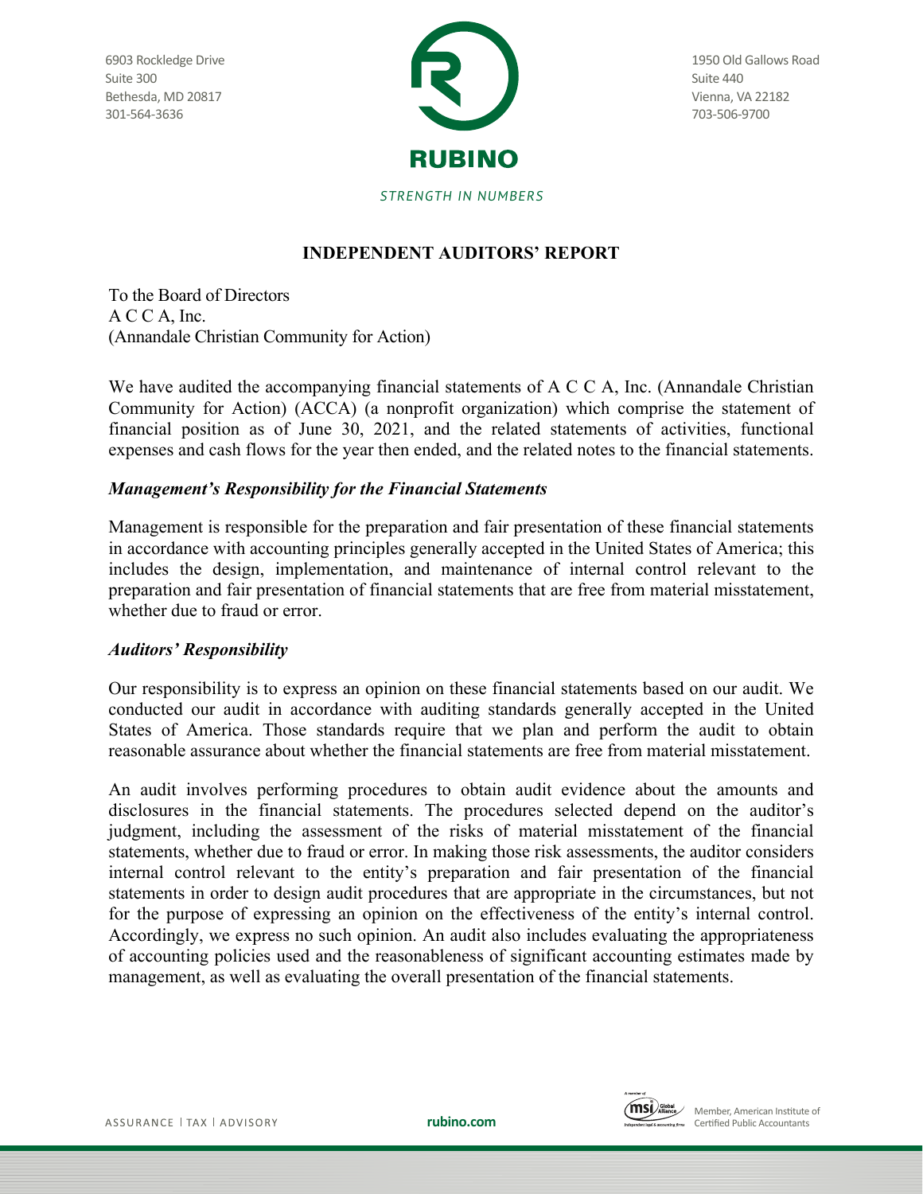6903 Rockledge Drive
Suite 300
Bethesda, MD 20817
301-564-3636

RUBINO
STRENGTH IN NUMBERS

1950 Old Gallows Road
Suite 440
Vienna, VA 22182
703-506-9700

## INDEPENDENT AUDITORS' REPORT

To the Board of Directors
A C C A, Inc.
(Annandale Christian Community for Action)

We have audited the accompanying financial statements of A C C A, Inc. (Annandale Christian Community for Action) (ACCA) (a nonprofit organization) which comprise the statement of financial position as of June 30, 2021, and the related statements of activities, functional expenses and cash flows for the year then ended, and the related notes to the financial statements.

### *Management's Responsibility for the Financial Statements*

Management is responsible for the preparation and fair presentation of these financial statements in accordance with accounting principles generally accepted in the United States of America; this includes the design, implementation, and maintenance of internal control relevant to the preparation and fair presentation of financial statements that are free from material misstatement, whether due to fraud or error.

### *Auditors' Responsibility*

Our responsibility is to express an opinion on these financial statements based on our audit. We conducted our audit in accordance with auditing standards generally accepted in the United States of America. Those standards require that we plan and perform the audit to obtain reasonable assurance about whether the financial statements are free from material misstatement.

An audit involves performing procedures to obtain audit evidence about the amounts and disclosures in the financial statements. The procedures selected depend on the auditor's judgment, including the assessment of the risks of material misstatement of the financial statements, whether due to fraud or error. In making those risk assessments, the auditor considers internal control relevant to the entity's preparation and fair presentation of the financial statements in order to design audit procedures that are appropriate in the circumstances, but not for the purpose of expressing an opinion on the effectiveness of the entity's internal control. Accordingly, we express no such opinion. An audit also includes evaluating the appropriateness of accounting policies used and the reasonableness of significant accounting estimates made by management, as well as evaluating the overall presentation of the financial statements.

ASSURANCE | TAX | ADVISORY     rubino.com     Member, American Institute of Certified Public Accountants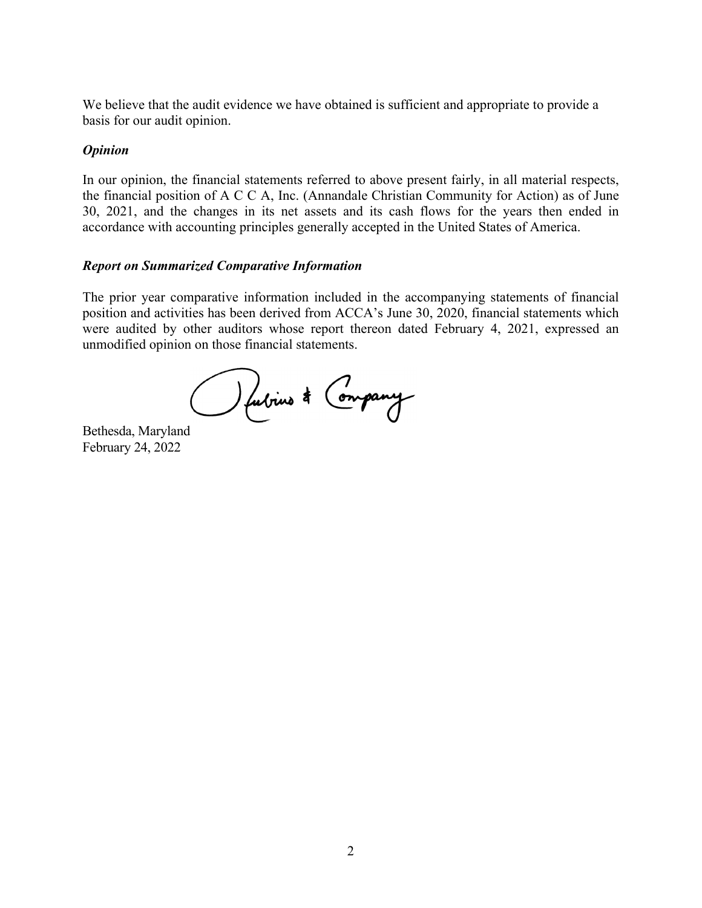We believe that the audit evidence we have obtained is sufficient and appropriate to provide a basis for our audit opinion.

### *Opinion*

In our opinion, the financial statements referred to above present fairly, in all material respects, the financial position of A C C A, Inc. (Annandale Christian Community for Action) as of June 30, 2021, and the changes in its net assets and its cash flows for the years then ended in accordance with accounting principles generally accepted in the United States of America.

### *Report on Summarized Comparative Information*

The prior year comparative information included in the accompanying statements of financial position and activities has been derived from ACCA's June 30, 2020, financial statements which were audited by other auditors whose report thereon dated February 4, 2021, expressed an unmodified opinion on those financial statements.

Rubino & Company

Bethesda, Maryland
February 24, 2022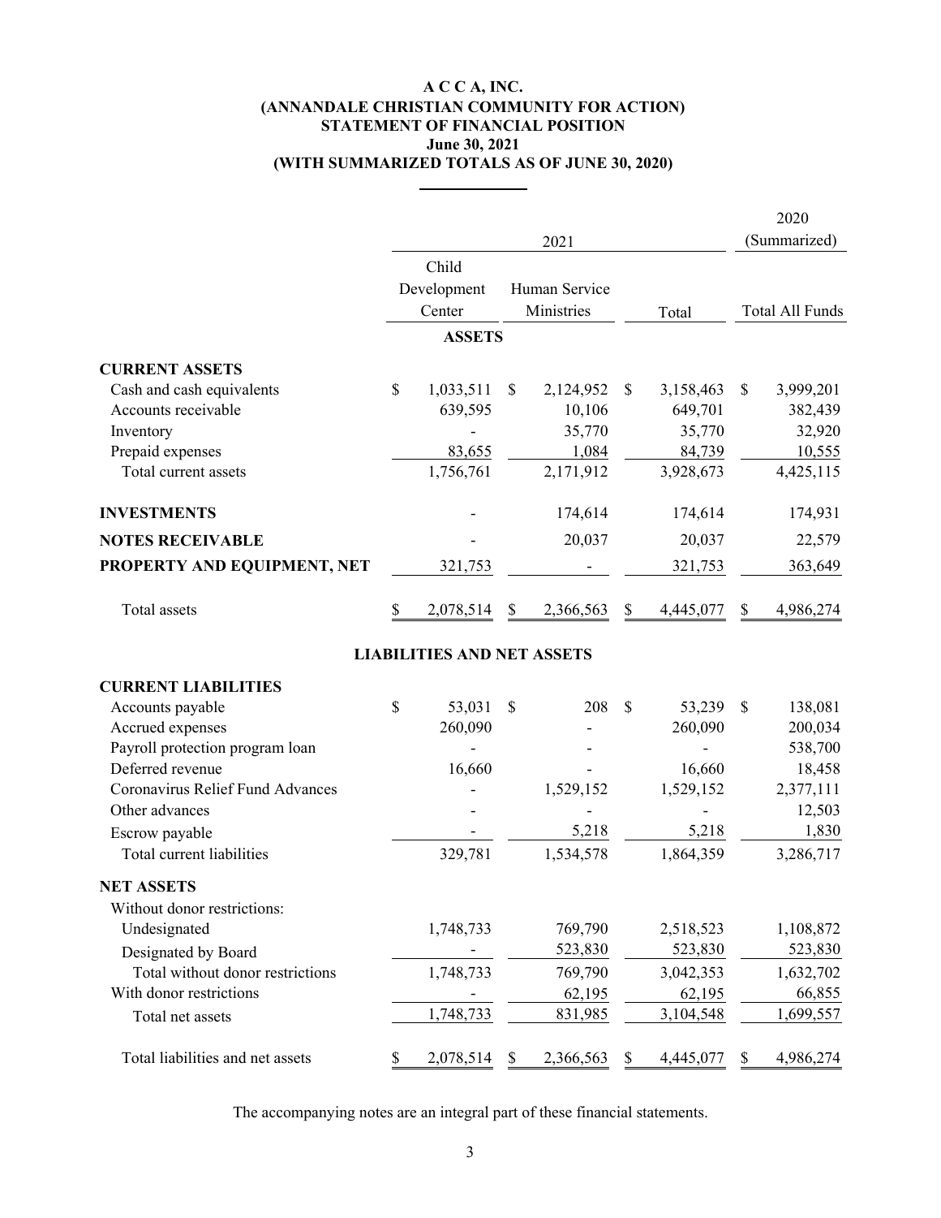**A C C A, INC.**
**(ANNANDALE CHRISTIAN COMMUNITY FOR ACTION)**
**STATEMENT OF FINANCIAL POSITION**
**June 30, 2021**
**(WITH SUMMARIZED TOTALS AS OF JUNE 30, 2020)**

| | 2021 | | | 2020 (Summarized) |
|---|---|---|---|---|
| | Child Development Center | Human Service Ministries | Total | Total All Funds |
| **ASSETS** | | | | |
| **CURRENT ASSETS** | | | | |
| Cash and cash equivalents | $ 1,033,511 | $ 2,124,952 | $ 3,158,463 | $ 3,999,201 |
| Accounts receivable | 639,595 | 10,106 | 649,701 | 382,439 |
| Inventory | - | 35,770 | 35,770 | 32,920 |
| Prepaid expenses | 83,655 | 1,084 | 84,739 | 10,555 |
| Total current assets | 1,756,761 | 2,171,912 | 3,928,673 | 4,425,115 |
| **INVESTMENTS** | - | 174,614 | 174,614 | 174,931 |
| **NOTES RECEIVABLE** | - | 20,037 | 20,037 | 22,579 |
| **PROPERTY AND EQUIPMENT, NET** | 321,753 | - | 321,753 | 363,649 |
| Total assets | $ 2,078,514 | $ 2,366,563 | $ 4,445,077 | $ 4,986,274 |
| **LIABILITIES AND NET ASSETS** | | | | |
| **CURRENT LIABILITIES** | | | | |
| Accounts payable | $ 53,031 | $ 208 | $ 53,239 | $ 138,081 |
| Accrued expenses | 260,090 | - | 260,090 | 200,034 |
| Payroll protection program loan | - | - | - | 538,700 |
| Deferred revenue | 16,660 | - | 16,660 | 18,458 |
| Coronavirus Relief Fund Advances | - | 1,529,152 | 1,529,152 | 2,377,111 |
| Other advances | - | - | - | 12,503 |
| Escrow payable | - | 5,218 | 5,218 | 1,830 |
| Total current liabilities | 329,781 | 1,534,578 | 1,864,359 | 3,286,717 |
| **NET ASSETS** | | | | |
| Without donor restrictions: | | | | |
| Undesignated | 1,748,733 | 769,790 | 2,518,523 | 1,108,872 |
| Designated by Board | - | 523,830 | 523,830 | 523,830 |
| Total without donor restrictions | 1,748,733 | 769,790 | 3,042,353 | 1,632,702 |
| With donor restrictions | - | 62,195 | 62,195 | 66,855 |
| Total net assets | 1,748,733 | 831,985 | 3,104,548 | 1,699,557 |
| Total liabilities and net assets | $ 2,078,514 | $ 2,366,563 | $ 4,445,077 | $ 4,986,274 |

The accompanying notes are an integral part of these financial statements.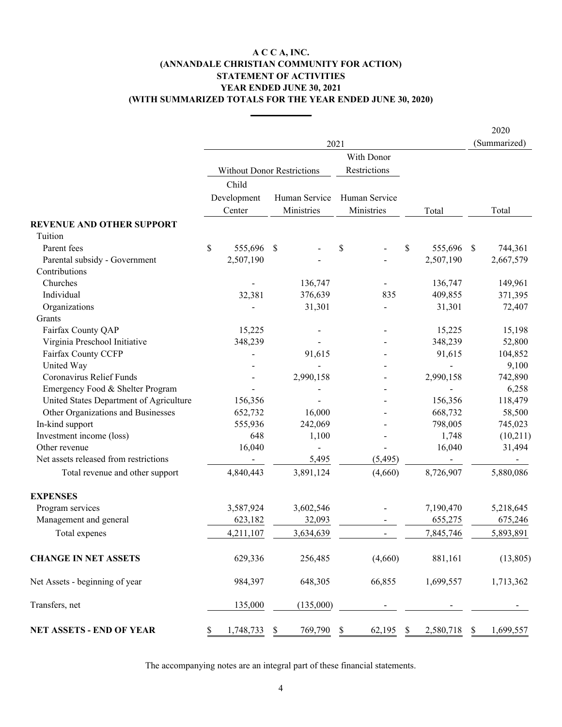# A C C A, INC.
# (ANNANDALE CHRISTIAN COMMUNITY FOR ACTION)
# STATEMENT OF ACTIVITIES
# YEAR ENDED JUNE 30, 2021
# (WITH SUMMARIZED TOTALS FOR THE YEAR ENDED JUNE 30, 2020)

| | 2021 | | | | 2020 (Summarized) |
|---|---|---|---|---|---|
| | Without Donor Restrictions | | With Donor Restrictions | | |
| | Child Development Center | Human Service Ministries | Human Service Ministries | Total | Total |
| **REVENUE AND OTHER SUPPORT** | | | | | |
| Tuition | | | | | |
| Parent fees | $ 555,696 | $ - | $ - | $ 555,696 | $ 744,361 |
| Parental subsidy - Government | 2,507,190 | - | - | 2,507,190 | 2,667,579 |
| Contributions | | | | | |
| Churches | - | 136,747 | - | 136,747 | 149,961 |
| Individual | 32,381 | 376,639 | 835 | 409,855 | 371,395 |
| Organizations | - | 31,301 | - | 31,301 | 72,407 |
| Grants | | | | | |
| Fairfax County QAP | 15,225 | - | - | 15,225 | 15,198 |
| Virginia Preschool Initiative | 348,239 | - | - | 348,239 | 52,800 |
| Fairfax County CCFP | - | 91,615 | - | 91,615 | 104,852 |
| United Way | - | - | - | - | 9,100 |
| Coronavirus Relief Funds | - | 2,990,158 | - | 2,990,158 | 742,890 |
| Emergency Food & Shelter Program | - | - | - | - | 6,258 |
| United States Department of Agriculture | 156,356 | - | - | 156,356 | 118,479 |
| Other Organizations and Businesses | 652,732 | 16,000 | - | 668,732 | 58,500 |
| In-kind support | 555,936 | 242,069 | - | 798,005 | 745,023 |
| Investment income (loss) | 648 | 1,100 | - | 1,748 | (10,211) |
| Other revenue | 16,040 | - | - | 16,040 | 31,494 |
| Net assets released from restrictions | - | 5,495 | (5,495) | - | - |
| Total revenue and other support | 4,840,443 | 3,891,124 | (4,660) | 8,726,907 | 5,880,086 |
| **EXPENSES** | | | | | |
| Program services | 3,587,924 | 3,602,546 | - | 7,190,470 | 5,218,645 |
| Management and general | 623,182 | 32,093 | - | 655,275 | 675,246 |
| Total expenes | 4,211,107 | 3,634,639 | - | 7,845,746 | 5,893,891 |
| **CHANGE IN NET ASSETS** | 629,336 | 256,485 | (4,660) | 881,161 | (13,805) |
| Net Assets - beginning of year | 984,397 | 648,305 | 66,855 | 1,699,557 | 1,713,362 |
| Transfers, net | 135,000 | (135,000) | - | - | - |
| **NET ASSETS - END OF YEAR** | $ 1,748,733 | $ 769,790 | $ 62,195 | $ 2,580,718 | $ 1,699,557 |

The accompanying notes are an integral part of these financial statements.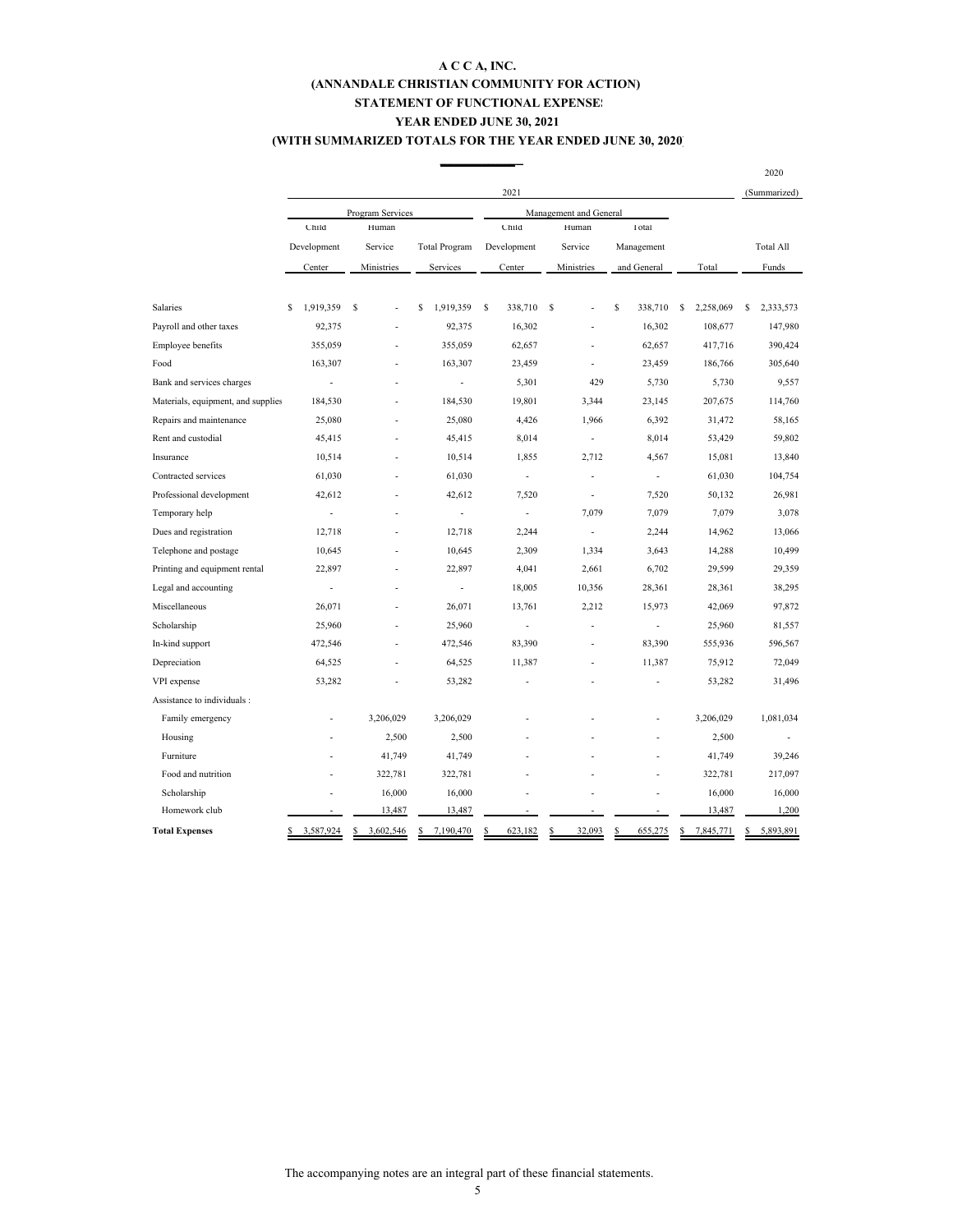# A C C A, INC.
## (ANNANDALE CHRISTIAN COMMUNITY FOR ACTION)
## STATEMENT OF FUNCTIONAL EXPENSES
## YEAR ENDED JUNE 30, 2021
## (WITH SUMMARIZED TOTALS FOR THE YEAR ENDED JUNE 30, 2020)

| | 2021 | | | | | | | 2020 (Summarized) |
|---|---|---|---|---|---|---|---|---|
| | Program Services | | | Management and General | | | | |
| | Child Development Center | Human Service Ministries | Total Program Services | Child Development Center | Human Service Ministries | Total Management and General | Total | Total All Funds |
| Salaries | $ 1,919,359 | $ - | $ 1,919,359 | $ 338,710 | $ - | $ 338,710 | $ 2,258,069 | $ 2,333,573 |
| Payroll and other taxes | 92,375 | - | 92,375 | 16,302 | - | 16,302 | 108,677 | 147,980 |
| Employee benefits | 355,059 | - | 355,059 | 62,657 | - | 62,657 | 417,716 | 390,424 |
| Food | 163,307 | - | 163,307 | 23,459 | - | 23,459 | 186,766 | 305,640 |
| Bank and services charges | - | - | - | 5,301 | 429 | 5,730 | 5,730 | 9,557 |
| Materials, equipment, and supplies | 184,530 | - | 184,530 | 19,801 | 3,344 | 23,145 | 207,675 | 114,760 |
| Repairs and maintenance | 25,080 | - | 25,080 | 4,426 | 1,966 | 6,392 | 31,472 | 58,165 |
| Rent and custodial | 45,415 | - | 45,415 | 8,014 | - | 8,014 | 53,429 | 59,802 |
| Insurance | 10,514 | - | 10,514 | 1,855 | 2,712 | 4,567 | 15,081 | 13,840 |
| Contracted services | 61,030 | - | 61,030 | - | - | - | 61,030 | 104,754 |
| Professional development | 42,612 | - | 42,612 | 7,520 | - | 7,520 | 50,132 | 26,981 |
| Temporary help | - | - | - | - | 7,079 | 7,079 | 7,079 | 3,078 |
| Dues and registration | 12,718 | - | 12,718 | 2,244 | - | 2,244 | 14,962 | 13,066 |
| Telephone and postage | 10,645 | - | 10,645 | 2,309 | 1,334 | 3,643 | 14,288 | 10,499 |
| Printing and equipment rental | 22,897 | - | 22,897 | 4,041 | 2,661 | 6,702 | 29,599 | 29,359 |
| Legal and accounting | - | - | - | 18,005 | 10,356 | 28,361 | 28,361 | 38,295 |
| Miscellaneous | 26,071 | - | 26,071 | 13,761 | 2,212 | 15,973 | 42,069 | 97,872 |
| Scholarship | 25,960 | - | 25,960 | - | - | - | 25,960 | 81,557 |
| In-kind support | 472,546 | - | 472,546 | 83,390 | - | 83,390 | 555,936 | 596,567 |
| Depreciation | 64,525 | - | 64,525 | 11,387 | - | 11,387 | 75,912 | 72,049 |
| VPI expense | 53,282 | - | 53,282 | - | - | - | 53,282 | 31,496 |
| Assistance to individuals : | | | | | | | | |
| Family emergency | - | 3,206,029 | 3,206,029 | - | - | - | 3,206,029 | 1,081,034 |
| Housing | - | 2,500 | 2,500 | - | - | - | 2,500 | - |
| Furniture | - | 41,749 | 41,749 | - | - | - | 41,749 | 39,246 |
| Food and nutrition | - | 322,781 | 322,781 | - | - | - | 322,781 | 217,097 |
| Scholarship | - | 16,000 | 16,000 | - | - | - | 16,000 | 16,000 |
| Homework club | - | 13,487 | 13,487 | - | - | - | 13,487 | 1,200 |
| **Total Expenses** | $ 3,587,924 | $ 3,602,546 | $ 7,190,470 | $ 623,182 | $ 32,093 | $ 655,275 | $ 7,845,771 | $ 5,893,891 |

The accompanying notes are an integral part of these financial statements.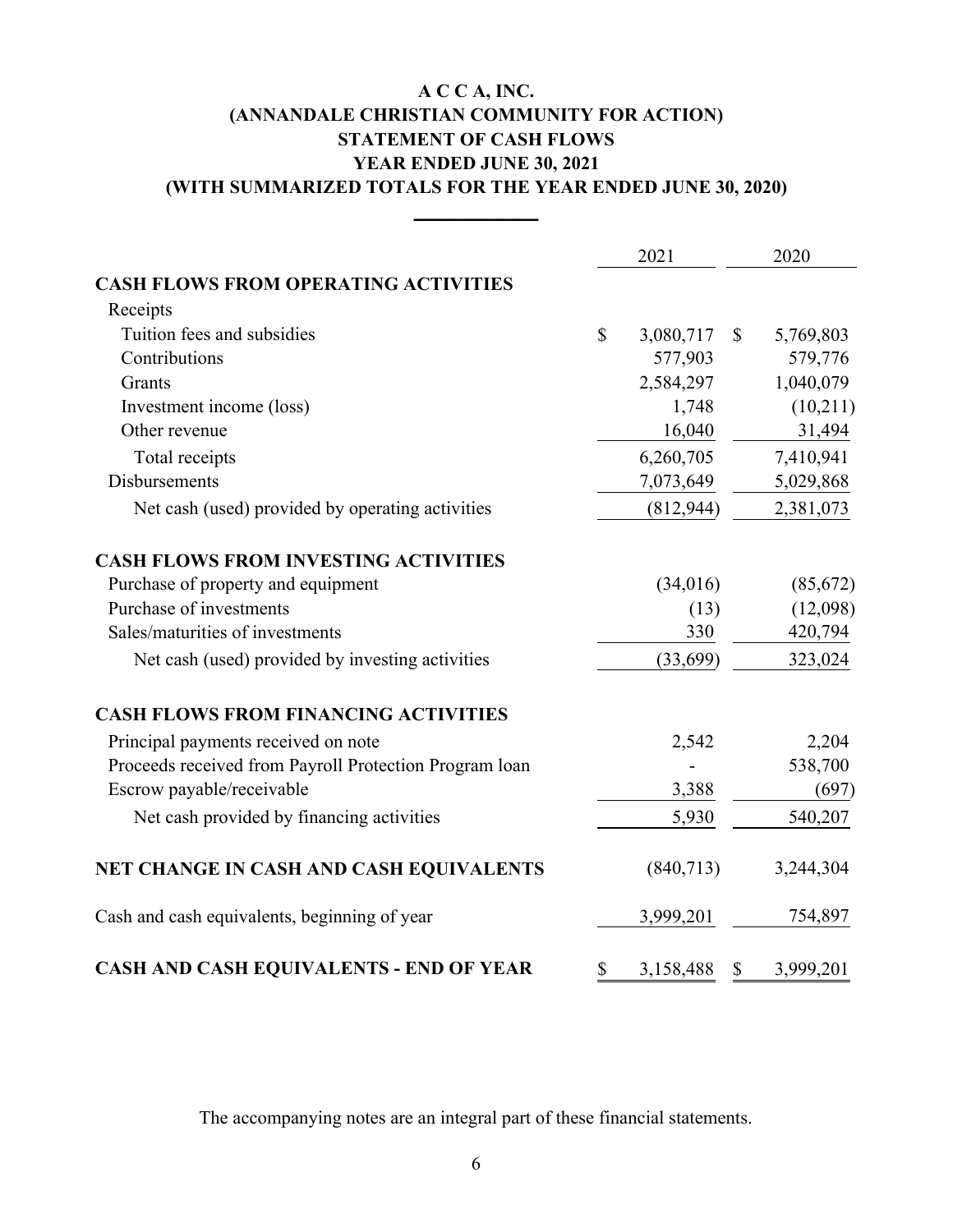# A C C A, INC.
# (ANNANDALE CHRISTIAN COMMUNITY FOR ACTION)
# STATEMENT OF CASH FLOWS
# YEAR ENDED JUNE 30, 2021
# (WITH SUMMARIZED TOTALS FOR THE YEAR ENDED JUNE 30, 2020)

| | 2021 | 2020 |
|---|---|---|
| **CASH FLOWS FROM OPERATING ACTIVITIES** | | |
| Receipts | | |
| Tuition fees and subsidies | $ 3,080,717 | $ 5,769,803 |
| Contributions | 577,903 | 579,776 |
| Grants | 2,584,297 | 1,040,079 |
| Investment income (loss) | 1,748 | (10,211) |
| Other revenue | 16,040 | 31,494 |
| Total receipts | 6,260,705 | 7,410,941 |
| Disbursements | 7,073,649 | 5,029,868 |
| Net cash (used) provided by operating activities | (812,944) | 2,381,073 |
| **CASH FLOWS FROM INVESTING ACTIVITIES** | | |
| Purchase of property and equipment | (34,016) | (85,672) |
| Purchase of investments | (13) | (12,098) |
| Sales/maturities of investments | 330 | 420,794 |
| Net cash (used) provided by investing activities | (33,699) | 323,024 |
| **CASH FLOWS FROM FINANCING ACTIVITIES** | | |
| Principal payments received on note | 2,542 | 2,204 |
| Proceeds received from Payroll Protection Program loan | - | 538,700 |
| Escrow payable/receivable | 3,388 | (697) |
| Net cash provided by financing activities | 5,930 | 540,207 |
| **NET CHANGE IN CASH AND CASH EQUIVALENTS** | (840,713) | 3,244,304 |
| Cash and cash equivalents, beginning of year | 3,999,201 | 754,897 |
| **CASH AND CASH EQUIVALENTS - END OF YEAR** | $ 3,158,488 | $ 3,999,201 |

The accompanying notes are an integral part of these financial statements.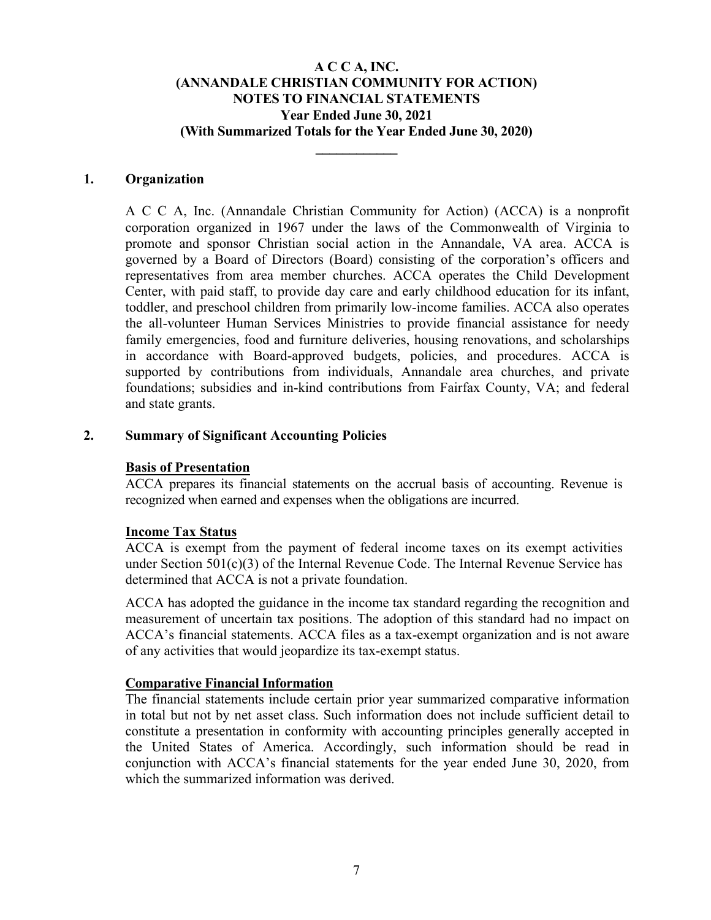# A C C A, INC.
# (ANNANDALE CHRISTIAN COMMUNITY FOR ACTION)
# NOTES TO FINANCIAL STATEMENTS
## Year Ended June 30, 2021
## (With Summarized Totals for the Year Ended June 30, 2020)

---

## 1. Organization

A C C A, Inc. (Annandale Christian Community for Action) (ACCA) is a nonprofit corporation organized in 1967 under the laws of the Commonwealth of Virginia to promote and sponsor Christian social action in the Annandale, VA area. ACCA is governed by a Board of Directors (Board) consisting of the corporation's officers and representatives from area member churches. ACCA operates the Child Development Center, with paid staff, to provide day care and early childhood education for its infant, toddler, and preschool children from primarily low-income families. ACCA also operates the all-volunteer Human Services Ministries to provide financial assistance for needy family emergencies, food and furniture deliveries, housing renovations, and scholarships in accordance with Board-approved budgets, policies, and procedures. ACCA is supported by contributions from individuals, Annandale area churches, and private foundations; subsidies and in-kind contributions from Fairfax County, VA; and federal and state grants.

## 2. Summary of Significant Accounting Policies

### Basis of Presentation

ACCA prepares its financial statements on the accrual basis of accounting. Revenue is recognized when earned and expenses when the obligations are incurred.

### Income Tax Status

ACCA is exempt from the payment of federal income taxes on its exempt activities under Section 501(c)(3) of the Internal Revenue Code. The Internal Revenue Service has determined that ACCA is not a private foundation.

ACCA has adopted the guidance in the income tax standard regarding the recognition and measurement of uncertain tax positions. The adoption of this standard had no impact on ACCA's financial statements. ACCA files as a tax-exempt organization and is not aware of any activities that would jeopardize its tax-exempt status.

### Comparative Financial Information

The financial statements include certain prior year summarized comparative information in total but not by net asset class. Such information does not include sufficient detail to constitute a presentation in conformity with accounting principles generally accepted in the United States of America. Accordingly, such information should be read in conjunction with ACCA's financial statements for the year ended June 30, 2020, from which the summarized information was derived.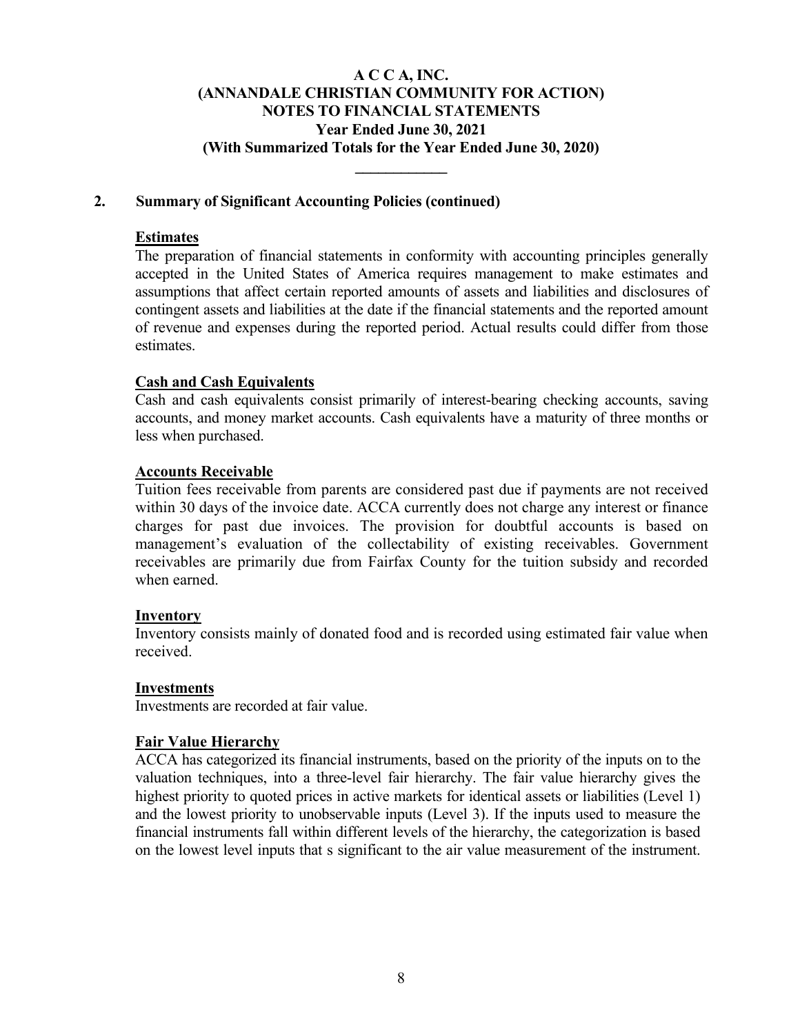**A C C A, INC.**
**(ANNANDALE CHRISTIAN COMMUNITY FOR ACTION)**
**NOTES TO FINANCIAL STATEMENTS**
**Year Ended June 30, 2021**
**(With Summarized Totals for the Year Ended June 30, 2020)**

## 2. Summary of Significant Accounting Policies (continued)

### Estimates

The preparation of financial statements in conformity with accounting principles generally accepted in the United States of America requires management to make estimates and assumptions that affect certain reported amounts of assets and liabilities and disclosures of contingent assets and liabilities at the date if the financial statements and the reported amount of revenue and expenses during the reported period. Actual results could differ from those estimates.

### Cash and Cash Equivalents

Cash and cash equivalents consist primarily of interest-bearing checking accounts, saving accounts, and money market accounts. Cash equivalents have a maturity of three months or less when purchased.

### Accounts Receivable

Tuition fees receivable from parents are considered past due if payments are not received within 30 days of the invoice date. ACCA currently does not charge any interest or finance charges for past due invoices. The provision for doubtful accounts is based on management's evaluation of the collectability of existing receivables. Government receivables are primarily due from Fairfax County for the tuition subsidy and recorded when earned.

### Inventory

Inventory consists mainly of donated food and is recorded using estimated fair value when received.

### Investments

Investments are recorded at fair value.

### Fair Value Hierarchy

ACCA has categorized its financial instruments, based on the priority of the inputs on to the valuation techniques, into a three-level fair hierarchy. The fair value hierarchy gives the highest priority to quoted prices in active markets for identical assets or liabilities (Level 1) and the lowest priority to unobservable inputs (Level 3). If the inputs used to measure the financial instruments fall within different levels of the hierarchy, the categorization is based on the lowest level inputs that s significant to the air value measurement of the instrument.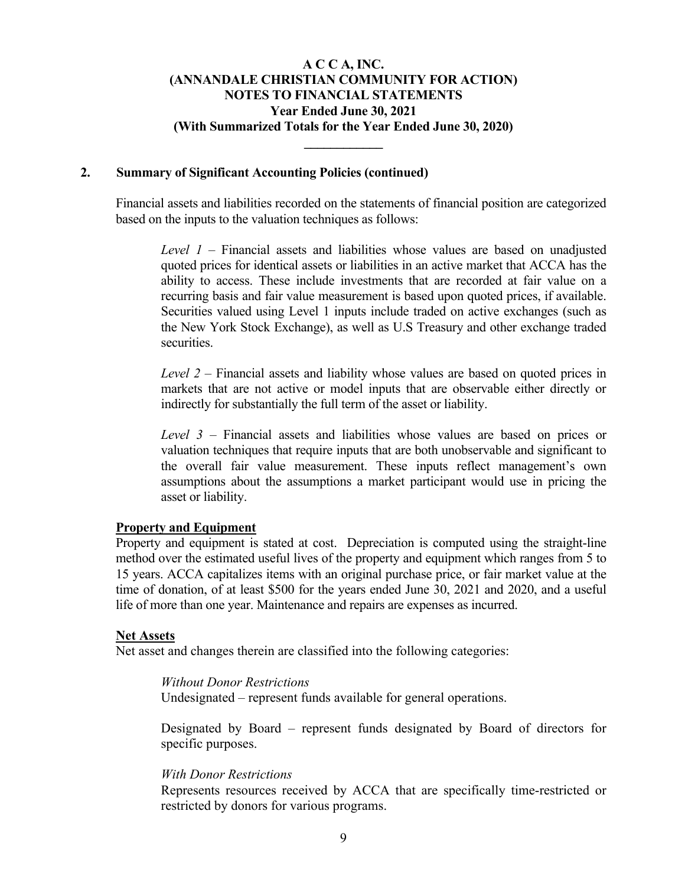## 2. Summary of Significant Accounting Policies (continued)

Financial assets and liabilities recorded on the statements of financial position are categorized based on the inputs to the valuation techniques as follows:

> *Level 1* – Financial assets and liabilities whose values are based on unadjusted quoted prices for identical assets or liabilities in an active market that ACCA has the ability to access. These include investments that are recorded at fair value on a recurring basis and fair value measurement is based upon quoted prices, if available. Securities valued using Level 1 inputs include traded on active exchanges (such as the New York Stock Exchange), as well as U.S Treasury and other exchange traded securities.
>
> *Level 2* – Financial assets and liability whose values are based on quoted prices in markets that are not active or model inputs that are observable either directly or indirectly for substantially the full term of the asset or liability.
>
> *Level 3* – Financial assets and liabilities whose values are based on prices or valuation techniques that require inputs that are both unobservable and significant to the overall fair value measurement. These inputs reflect management's own assumptions about the assumptions a market participant would use in pricing the asset or liability.

**Property and Equipment**

Property and equipment is stated at cost. Depreciation is computed using the straight-line method over the estimated useful lives of the property and equipment which ranges from 5 to 15 years. ACCA capitalizes items with an original purchase price, or fair market value at the time of donation, of at least $500 for the years ended June 30, 2021 and 2020, and a useful life of more than one year. Maintenance and repairs are expenses as incurred.

**Net Assets**

Net asset and changes therein are classified into the following categories:

> *Without Donor Restrictions*
> Undesignated – represent funds available for general operations.
>
> Designated by Board – represent funds designated by Board of directors for specific purposes.
>
> *With Donor Restrictions*
> Represents resources received by ACCA that are specifically time-restricted or restricted by donors for various programs.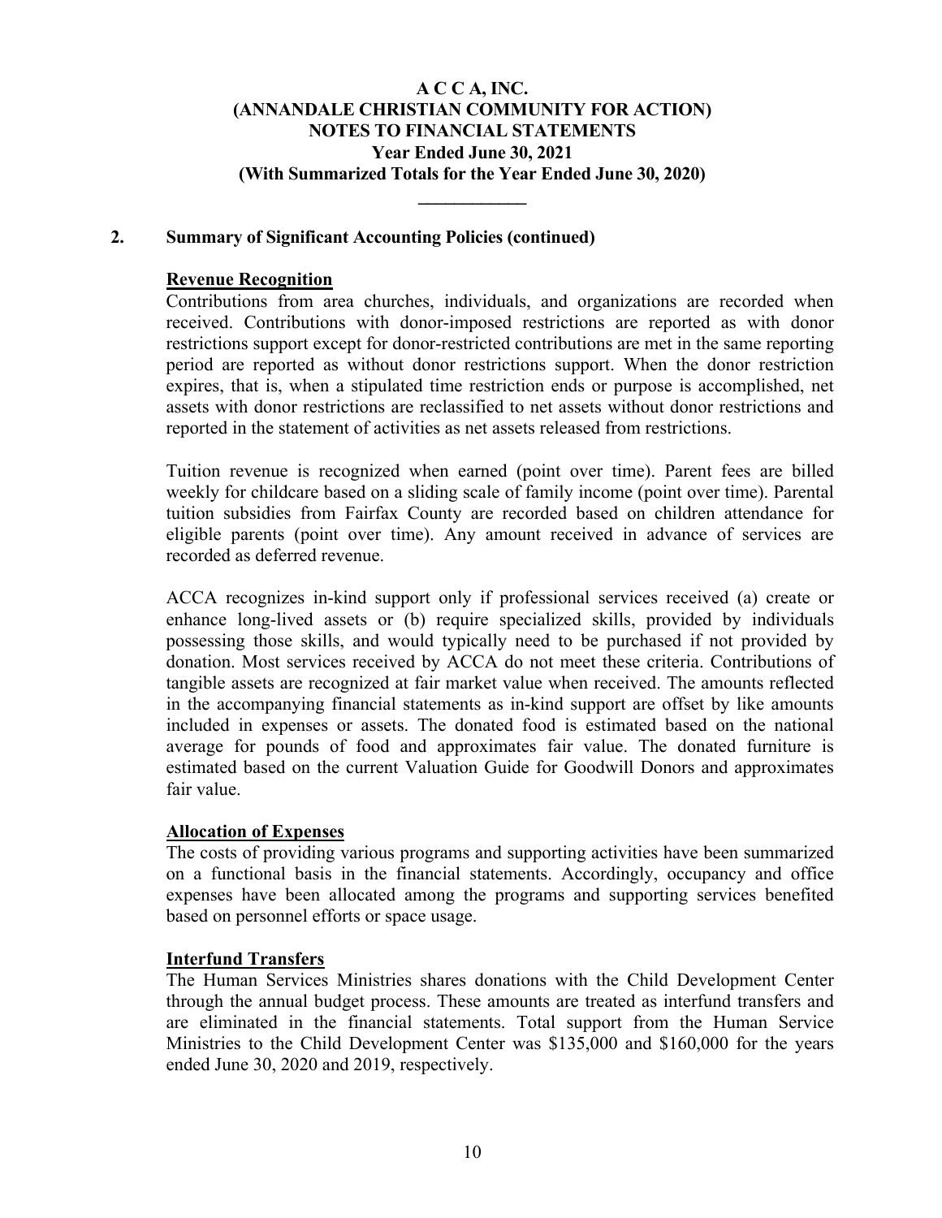## 2. Summary of Significant Accounting Policies (continued)

### Revenue Recognition

Contributions from area churches, individuals, and organizations are recorded when received. Contributions with donor-imposed restrictions are reported as with donor restrictions support except for donor-restricted contributions are met in the same reporting period are reported as without donor restrictions support. When the donor restriction expires, that is, when a stipulated time restriction ends or purpose is accomplished, net assets with donor restrictions are reclassified to net assets without donor restrictions and reported in the statement of activities as net assets released from restrictions.

Tuition revenue is recognized when earned (point over time). Parent fees are billed weekly for childcare based on a sliding scale of family income (point over time). Parental tuition subsidies from Fairfax County are recorded based on children attendance for eligible parents (point over time). Any amount received in advance of services are recorded as deferred revenue.

ACCA recognizes in-kind support only if professional services received (a) create or enhance long-lived assets or (b) require specialized skills, provided by individuals possessing those skills, and would typically need to be purchased if not provided by donation. Most services received by ACCA do not meet these criteria. Contributions of tangible assets are recognized at fair market value when received. The amounts reflected in the accompanying financial statements as in-kind support are offset by like amounts included in expenses or assets. The donated food is estimated based on the national average for pounds of food and approximates fair value. The donated furniture is estimated based on the current Valuation Guide for Goodwill Donors and approximates fair value.

### Allocation of Expenses

The costs of providing various programs and supporting activities have been summarized on a functional basis in the financial statements. Accordingly, occupancy and office expenses have been allocated among the programs and supporting services benefited based on personnel efforts or space usage.

### Interfund Transfers

The Human Services Ministries shares donations with the Child Development Center through the annual budget process. These amounts are treated as interfund transfers and are eliminated in the financial statements. Total support from the Human Service Ministries to the Child Development Center was $135,000 and $160,000 for the years ended June 30, 2020 and 2019, respectively.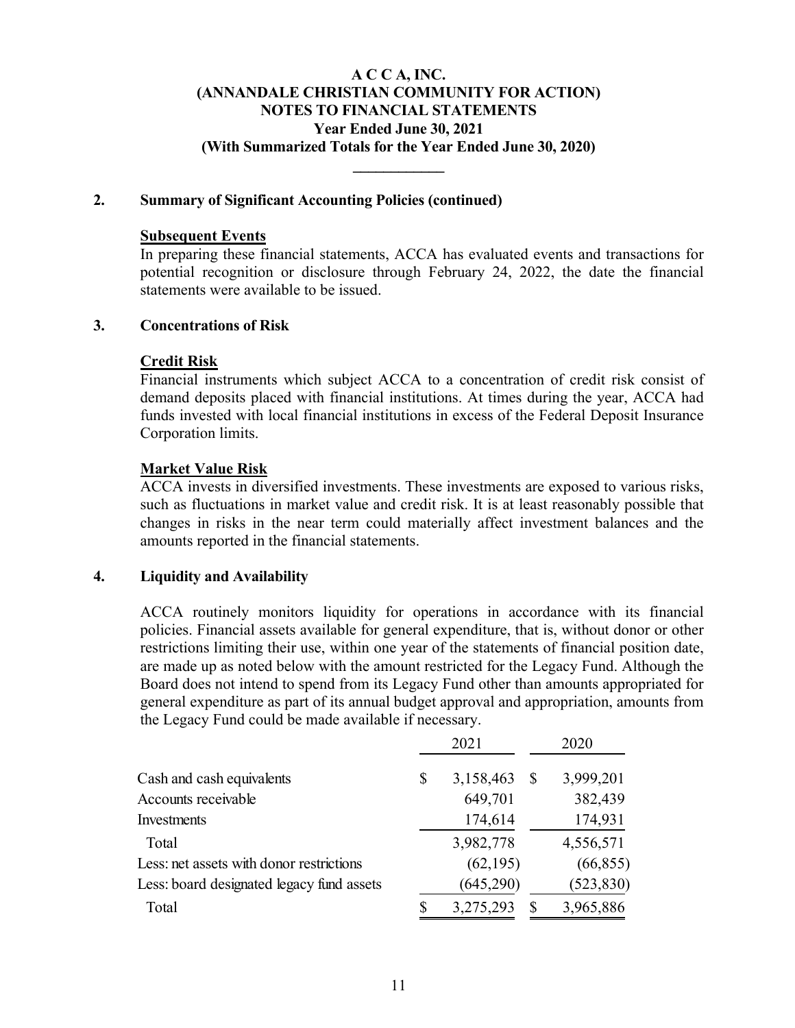# A C C A, INC.
# (ANNANDALE CHRISTIAN COMMUNITY FOR ACTION)
# NOTES TO FINANCIAL STATEMENTS
## Year Ended June 30, 2021
## (With Summarized Totals for the Year Ended June 30, 2020)

## 2. Summary of Significant Accounting Policies (continued)

### Subsequent Events

In preparing these financial statements, ACCA has evaluated events and transactions for potential recognition or disclosure through February 24, 2022, the date the financial statements were available to be issued.

## 3. Concentrations of Risk

### Credit Risk

Financial instruments which subject ACCA to a concentration of credit risk consist of demand deposits placed with financial institutions. At times during the year, ACCA had funds invested with local financial institutions in excess of the Federal Deposit Insurance Corporation limits.

### Market Value Risk

ACCA invests in diversified investments. These investments are exposed to various risks, such as fluctuations in market value and credit risk. It is at least reasonably possible that changes in risks in the near term could materially affect investment balances and the amounts reported in the financial statements.

## 4. Liquidity and Availability

ACCA routinely monitors liquidity for operations in accordance with its financial policies. Financial assets available for general expenditure, that is, without donor or other restrictions limiting their use, within one year of the statements of financial position date, are made up as noted below with the amount restricted for the Legacy Fund. Although the Board does not intend to spend from its Legacy Fund other than amounts appropriated for general expenditure as part of its annual budget approval and appropriation, amounts from the Legacy Fund could be made available if necessary.

| | 2021 | 2020 |
|---|---|---|
| Cash and cash equivalents | $ 3,158,463 | $ 3,999,201 |
| Accounts receivable | 649,701 | 382,439 |
| Investments | 174,614 | 174,931 |
| Total | 3,982,778 | 4,556,571 |
| Less: net assets with donor restrictions | (62,195) | (66,855) |
| Less: board designated legacy fund assets | (645,290) | (523,830) |
| Total | $ 3,275,293 | $ 3,965,886 |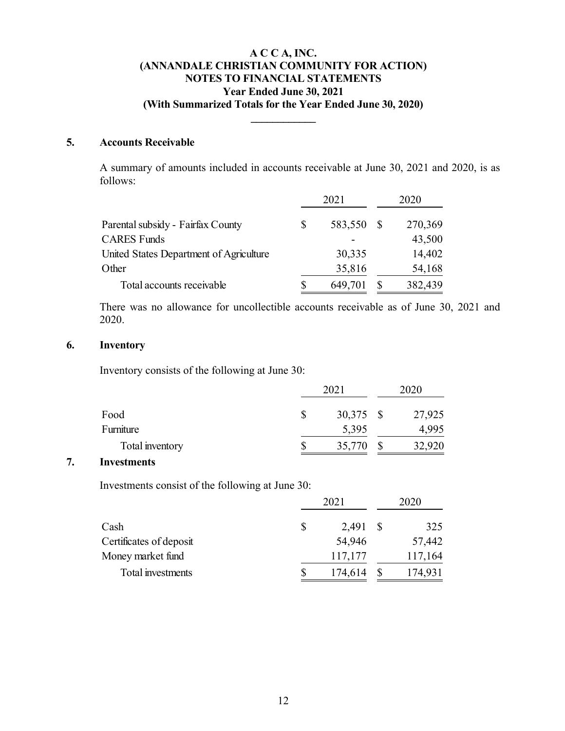# A C C A, INC.
# (ANNANDALE CHRISTIAN COMMUNITY FOR ACTION)
# NOTES TO FINANCIAL STATEMENTS
## Year Ended June 30, 2021
## (With Summarized Totals for the Year Ended June 30, 2020)

### 5. Accounts Receivable

A summary of amounts included in accounts receivable at June 30, 2021 and 2020, is as follows:

| | 2021 | 2020 |
|---|---|---|
| Parental subsidy - Fairfax County | $ 583,550 | $ 270,369 |
| CARES Funds | - | 43,500 |
| United States Department of Agriculture | 30,335 | 14,402 |
| Other | 35,816 | 54,168 |
| Total accounts receivable | $ 649,701 | $ 382,439 |

There was no allowance for uncollectible accounts receivable as of June 30, 2021 and 2020.

### 6. Inventory

Inventory consists of the following at June 30:

| | 2021 | 2020 |
|---|---|---|
| Food | $ 30,375 | $ 27,925 |
| Furniture | 5,395 | 4,995 |
| Total inventory | $ 35,770 | $ 32,920 |

### 7. Investments

Investments consist of the following at June 30:

| | 2021 | 2020 |
|---|---|---|
| Cash | $ 2,491 | $ 325 |
| Certificates of deposit | 54,946 | 57,442 |
| Money market fund | 117,177 | 117,164 |
| Total investments | $ 174,614 | $ 174,931 |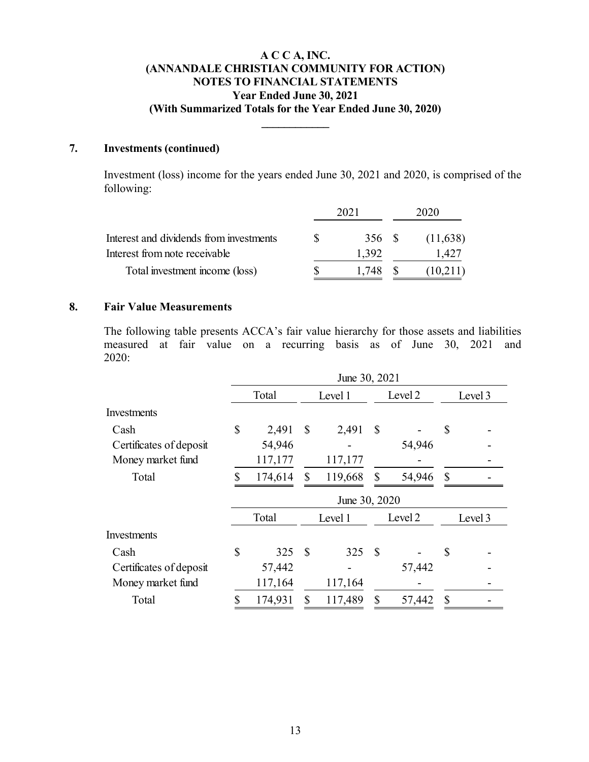# A C C A, INC.
# (ANNANDALE CHRISTIAN COMMUNITY FOR ACTION)
# NOTES TO FINANCIAL STATEMENTS
## Year Ended June 30, 2021
## (With Summarized Totals for the Year Ended June 30, 2020)

## 7. Investments (continued)

Investment (loss) income for the years ended June 30, 2021 and 2020, is comprised of the following:

| | 2021 | 2020 |
|---|---|---|
| Interest and dividends from investments | $ 356 | $ (11,638) |
| Interest from note receivable | 1,392 | 1,427 |
| Total investment income (loss) | $ 1,748 | $ (10,211) |

## 8. Fair Value Measurements

The following table presents ACCA's fair value hierarchy for those assets and liabilities measured at fair value on a recurring basis as of June 30, 2021 and 2020:

| | June 30, 2021 | | | |
|---|---|---|---|---|
| | Total | Level 1 | Level 2 | Level 3 |
| Investments | | | | |
| Cash | $ 2,491 | $ 2,491 | $ - | $ - |
| Certificates of deposit | 54,946 | - | 54,946 | - |
| Money market fund | 117,177 | 117,177 | - | - |
| Total | $ 174,614 | $ 119,668 | $ 54,946 | $ - |

| | June 30, 2020 | | | |
|---|---|---|---|---|
| | Total | Level 1 | Level 2 | Level 3 |
| Investments | | | | |
| Cash | $ 325 | $ 325 | $ - | $ - |
| Certificates of deposit | 57,442 | - | 57,442 | - |
| Money market fund | 117,164 | 117,164 | - | - |
| Total | $ 174,931 | $ 117,489 | $ 57,442 | $ - |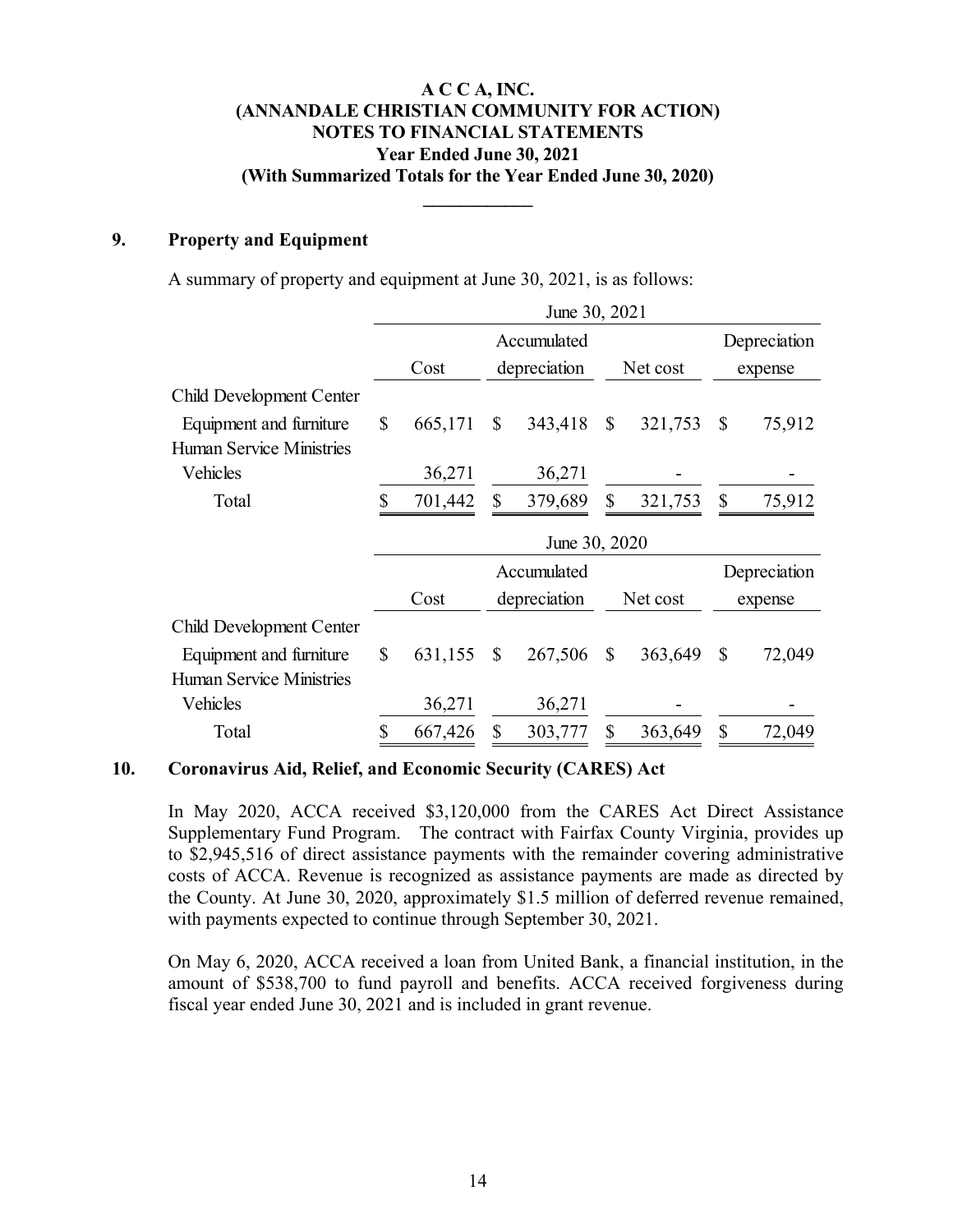**A C C A, INC.**
**(ANNANDALE CHRISTIAN COMMUNITY FOR ACTION)**
**NOTES TO FINANCIAL STATEMENTS**
**Year Ended June 30, 2021**
**(With Summarized Totals for the Year Ended June 30, 2020)**

## 9. Property and Equipment

A summary of property and equipment at June 30, 2021, is as follows:

| | June 30, 2021 | | | |
|---|---|---|---|---|
| | Cost | Accumulated depreciation | Net cost | Depreciation expense |
| Child Development Center | | | | |
| Equipment and furniture | $ 665,171 | $ 343,418 | $ 321,753 | $ 75,912 |
| Human Service Ministries | | | | |
| Vehicles | 36,271 | 36,271 | - | - |
| Total | $ 701,442 | $ 379,689 | $ 321,753 | $ 75,912 |

| | June 30, 2020 | | | |
|---|---|---|---|---|
| | Cost | Accumulated depreciation | Net cost | Depreciation expense |
| Child Development Center | | | | |
| Equipment and furniture | $ 631,155 | $ 267,506 | $ 363,649 | $ 72,049 |
| Human Service Ministries | | | | |
| Vehicles | 36,271 | 36,271 | - | - |
| Total | $ 667,426 | $ 303,777 | $ 363,649 | $ 72,049 |

## 10. Coronavirus Aid, Relief, and Economic Security (CARES) Act

In May 2020, ACCA received $3,120,000 from the CARES Act Direct Assistance Supplementary Fund Program. The contract with Fairfax County Virginia, provides up to $2,945,516 of direct assistance payments with the remainder covering administrative costs of ACCA. Revenue is recognized as assistance payments are made as directed by the County. At June 30, 2020, approximately $1.5 million of deferred revenue remained, with payments expected to continue through September 30, 2021.

On May 6, 2020, ACCA received a loan from United Bank, a financial institution, in the amount of $538,700 to fund payroll and benefits. ACCA received forgiveness during fiscal year ended June 30, 2021 and is included in grant revenue.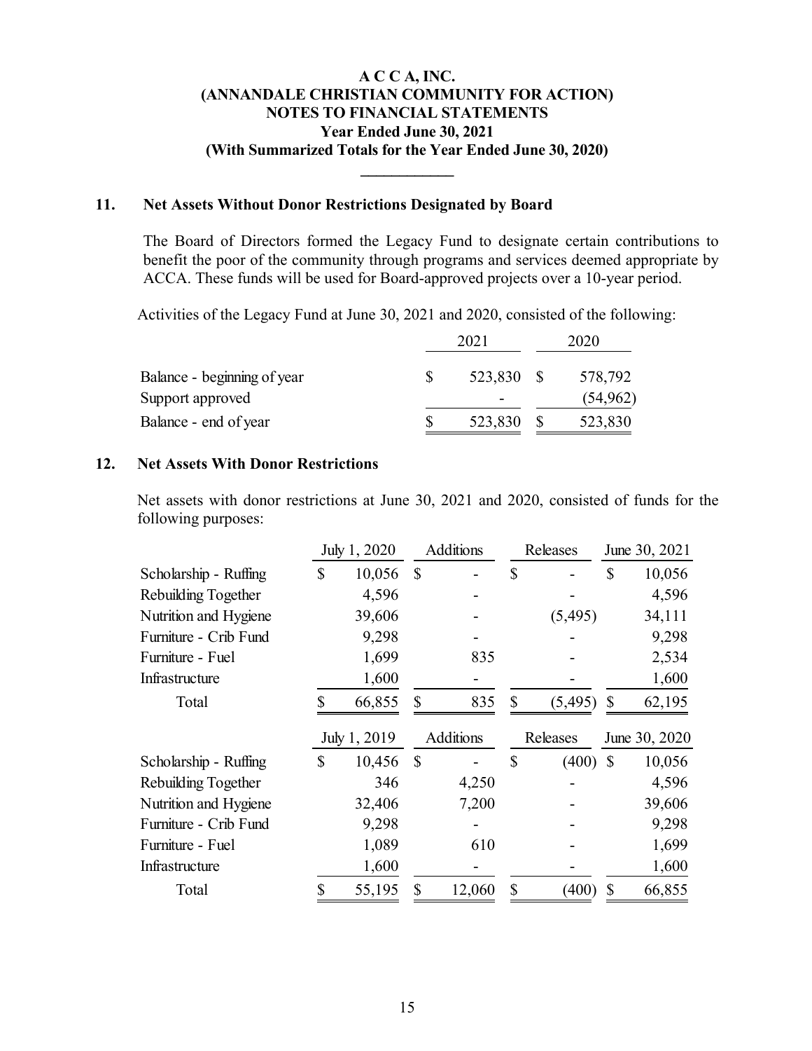**A C C A, INC.**
**(ANNANDALE CHRISTIAN COMMUNITY FOR ACTION)**
**NOTES TO FINANCIAL STATEMENTS**
**Year Ended June 30, 2021**
**(With Summarized Totals for the Year Ended June 30, 2020)**

## 11. Net Assets Without Donor Restrictions Designated by Board

The Board of Directors formed the Legacy Fund to designate certain contributions to benefit the poor of the community through programs and services deemed appropriate by ACCA. These funds will be used for Board-approved projects over a 10-year period.

Activities of the Legacy Fund at June 30, 2021 and 2020, consisted of the following:

| | 2021 | 2020 |
|---|---|---|
| Balance - beginning of year | $ 523,830 | $ 578,792 |
| Support approved | - | (54,962) |
| Balance - end of year | $ 523,830 | $ 523,830 |

## 12. Net Assets With Donor Restrictions

Net assets with donor restrictions at June 30, 2021 and 2020, consisted of funds for the following purposes:

| | July 1, 2020 | Additions | Releases | June 30, 2021 |
|---|---|---|---|---|
| Scholarship - Ruffing | $ 10,056 | $ - | $ - | $ 10,056 |
| Rebuilding Together | 4,596 | - | - | 4,596 |
| Nutrition and Hygiene | 39,606 | - | (5,495) | 34,111 |
| Furniture - Crib Fund | 9,298 | - | - | 9,298 |
| Furniture - Fuel | 1,699 | 835 | - | 2,534 |
| Infrastructure | 1,600 | - | - | 1,600 |
| Total | $ 66,855 | $ 835 | $ (5,495) | $ 62,195 |

| | July 1, 2019 | Additions | Releases | June 30, 2020 |
|---|---|---|---|---|
| Scholarship - Ruffing | $ 10,456 | $ - | $ (400) | $ 10,056 |
| Rebuilding Together | 346 | 4,250 | - | 4,596 |
| Nutrition and Hygiene | 32,406 | 7,200 | - | 39,606 |
| Furniture - Crib Fund | 9,298 | - | - | 9,298 |
| Furniture - Fuel | 1,089 | 610 | - | 1,699 |
| Infrastructure | 1,600 | - | - | 1,600 |
| Total | $ 55,195 | $ 12,060 | $ (400) | $ 66,855 |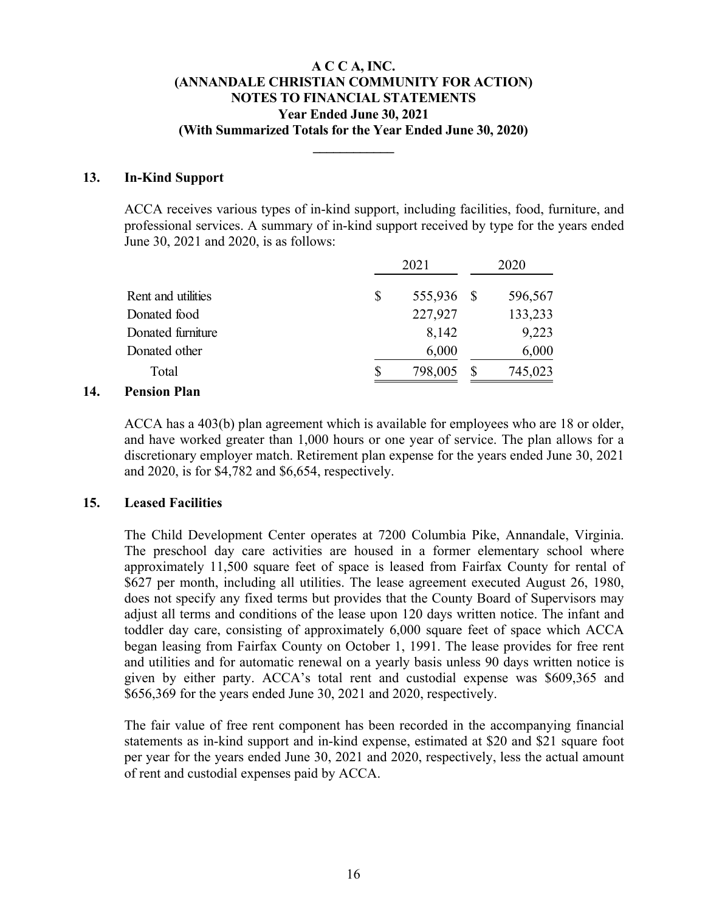# A C C A, INC.
# (ANNANDALE CHRISTIAN COMMUNITY FOR ACTION)
# NOTES TO FINANCIAL STATEMENTS
## Year Ended June 30, 2021
## (With Summarized Totals for the Year Ended June 30, 2020)

## 13. In-Kind Support

ACCA receives various types of in-kind support, including facilities, food, furniture, and professional services. A summary of in-kind support received by type for the years ended June 30, 2021 and 2020, is as follows:

| | 2021 | 2020 |
|---|---|---|
| Rent and utilities | $ 555,936 | $ 596,567 |
| Donated food | 227,927 | 133,233 |
| Donated furniture | 8,142 | 9,223 |
| Donated other | 6,000 | 6,000 |
| Total | $ 798,005 | $ 745,023 |

## 14. Pension Plan

ACCA has a 403(b) plan agreement which is available for employees who are 18 or older, and have worked greater than 1,000 hours or one year of service. The plan allows for a discretionary employer match. Retirement plan expense for the years ended June 30, 2021 and 2020, is for $4,782 and $6,654, respectively.

## 15. Leased Facilities

The Child Development Center operates at 7200 Columbia Pike, Annandale, Virginia. The preschool day care activities are housed in a former elementary school where approximately 11,500 square feet of space is leased from Fairfax County for rental of $627 per month, including all utilities. The lease agreement executed August 26, 1980, does not specify any fixed terms but provides that the County Board of Supervisors may adjust all terms and conditions of the lease upon 120 days written notice. The infant and toddler day care, consisting of approximately 6,000 square feet of space which ACCA began leasing from Fairfax County on October 1, 1991. The lease provides for free rent and utilities and for automatic renewal on a yearly basis unless 90 days written notice is given by either party. ACCA's total rent and custodial expense was $609,365 and $656,369 for the years ended June 30, 2021 and 2020, respectively.

The fair value of free rent component has been recorded in the accompanying financial statements as in-kind support and in-kind expense, estimated at $20 and $21 square foot per year for the years ended June 30, 2021 and 2020, respectively, less the actual amount of rent and custodial expenses paid by ACCA.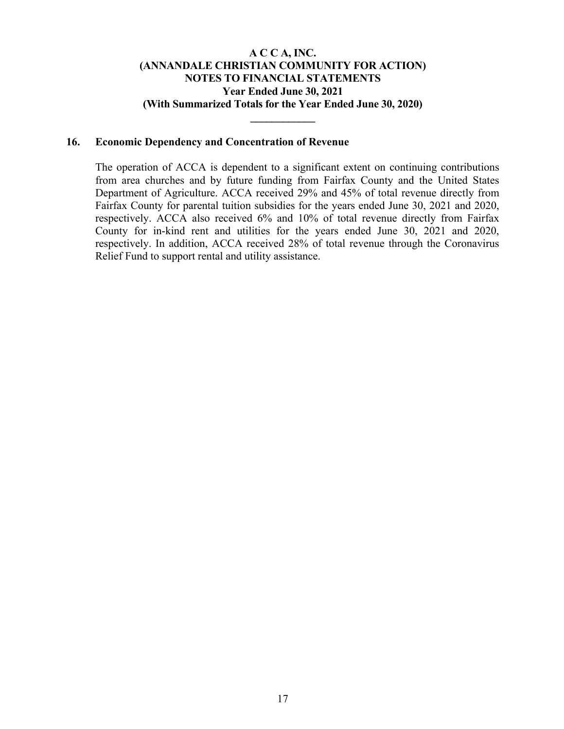**A C C A, INC.**
**(ANNANDALE CHRISTIAN COMMUNITY FOR ACTION)**
**NOTES TO FINANCIAL STATEMENTS**
**Year Ended June 30, 2021**
**(With Summarized Totals for the Year Ended June 30, 2020)**

## 16. Economic Dependency and Concentration of Revenue

The operation of ACCA is dependent to a significant extent on continuing contributions from area churches and by future funding from Fairfax County and the United States Department of Agriculture. ACCA received 29% and 45% of total revenue directly from Fairfax County for parental tuition subsidies for the years ended June 30, 2021 and 2020, respectively. ACCA also received 6% and 10% of total revenue directly from Fairfax County for in-kind rent and utilities for the years ended June 30, 2021 and 2020, respectively. In addition, ACCA received 28% of total revenue through the Coronavirus Relief Fund to support rental and utility assistance.